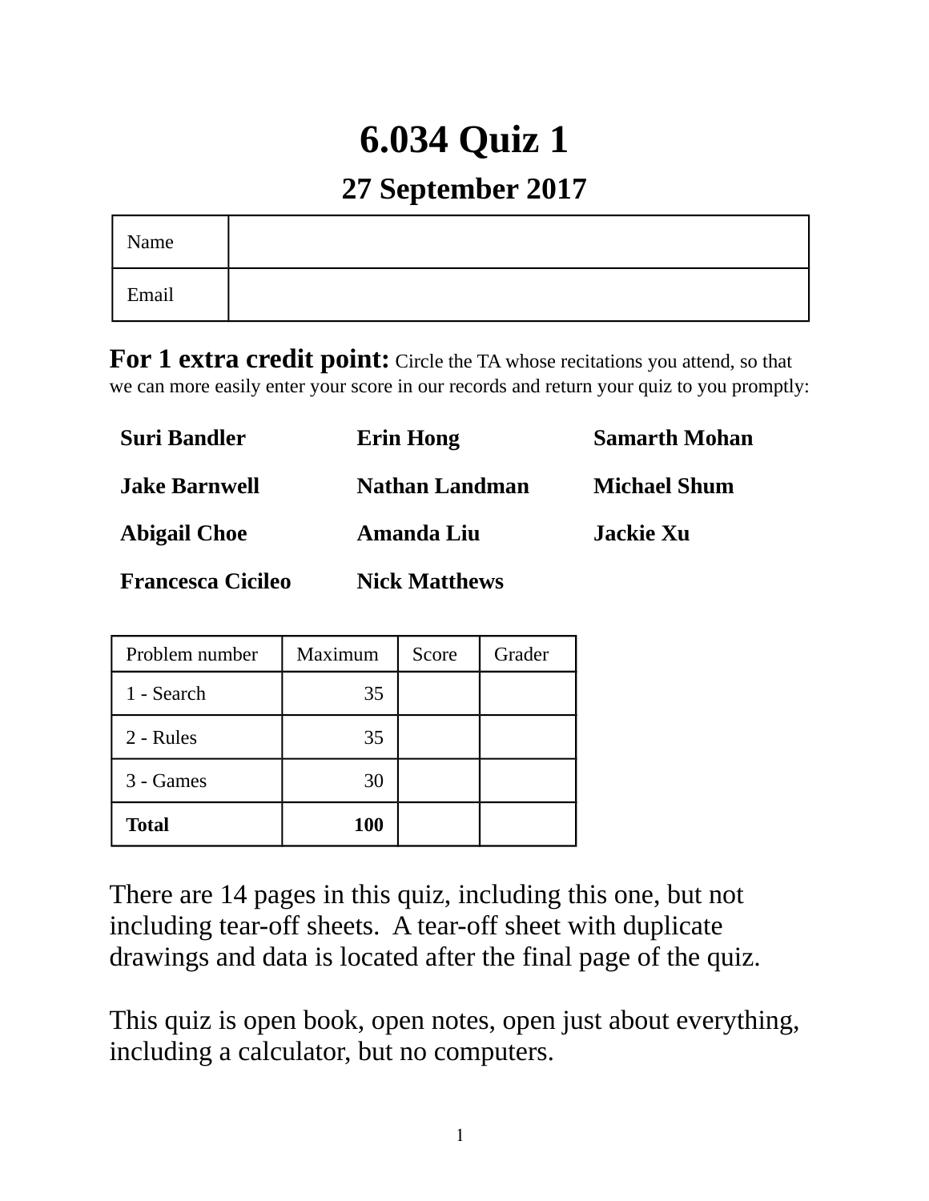# 6.034 Quiz 1

## 27 September 2017

| Name | |
|---|---|
| Email | |

**For 1 extra credit point:** Circle the TA whose recitations you attend, so that we can more easily enter your score in our records and return your quiz to you promptly:

| | | |
|---|---|---|
| **Suri Bandler** | **Erin Hong** | **Samarth Mohan** |
| **Jake Barnwell** | **Nathan Landman** | **Michael Shum** |
| **Abigail Choe** | **Amanda Liu** | **Jackie Xu** |
| **Francesca Cicileo** | **Nick Matthews** | |

| Problem number | Maximum | Score | Grader |
|---|---|---|---|
| 1 - Search | 35 | | |
| 2 - Rules | 35 | | |
| 3 - Games | 30 | | |
| **Total** | **100** | | |

There are 14 pages in this quiz, including this one, but not including tear-off sheets. A tear-off sheet with duplicate drawings and data is located after the final page of the quiz.

This quiz is open book, open notes, open just about everything, including a calculator, but no computers.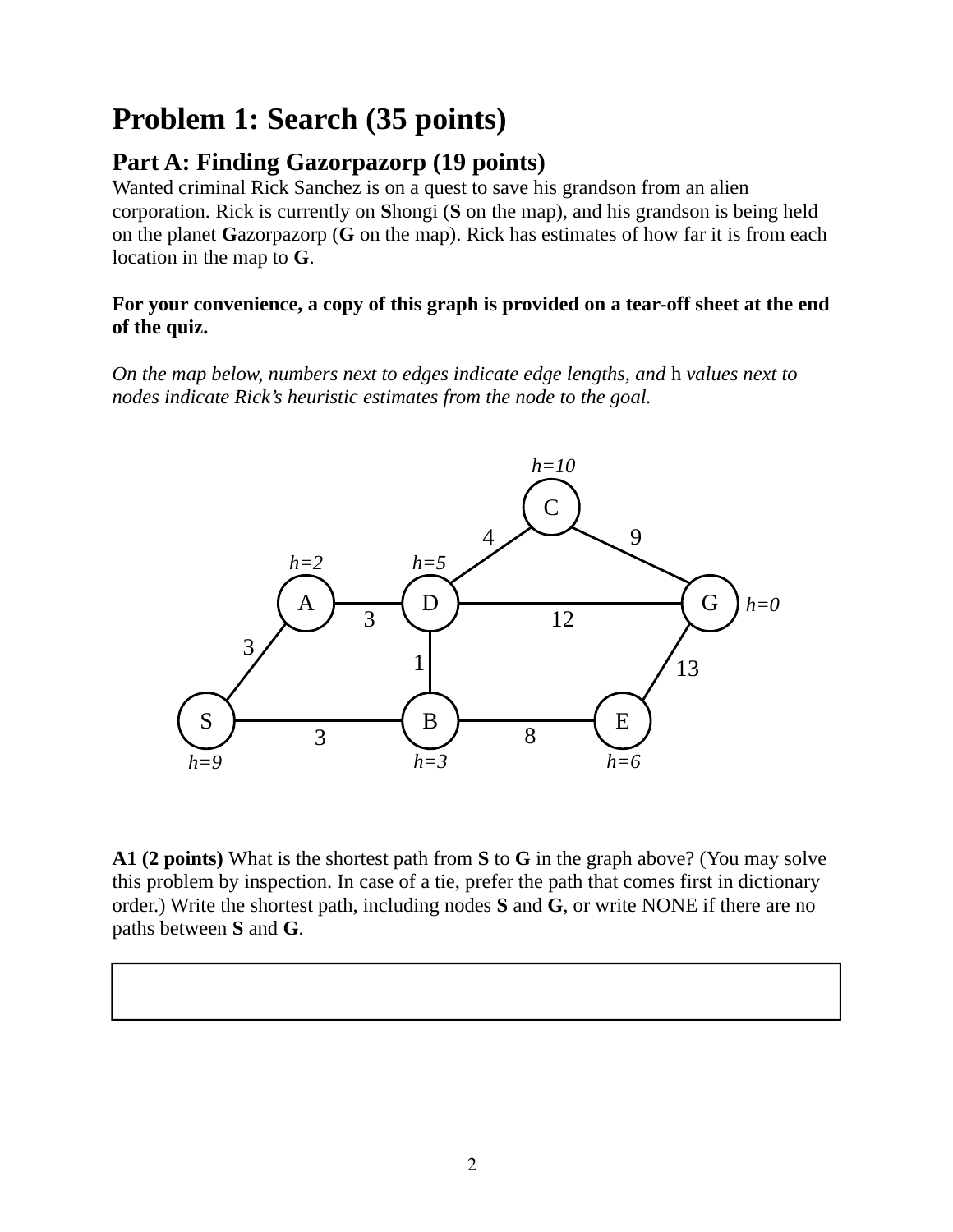# Problem 1: Search (35 points)

## Part A: Finding Gazorpazorp (19 points)

Wanted criminal Rick Sanchez is on a quest to save his grandson from an alien corporation. Rick is currently on **S**hongi (**S** on the map), and his grandson is being held on the planet **G**azorpazorp (**G** on the map). Rick has estimates of how far it is from each location in the map to **G**.

**For your convenience, a copy of this graph is provided on a tear-off sheet at the end of the quiz.**

*On the map below, numbers next to edges indicate edge lengths, and* h *values next to nodes indicate Rick's heuristic estimates from the node to the goal.*

h=10

C

4 9

h=2 h=5

A D G h=0

3 12

3

1 13

S B E

3 8

h=9 h=3 h=6

**A1 (2 points)** What is the shortest path from **S** to **G** in the graph above? (You may solve this problem by inspection. In case of a tie, prefer the path that comes first in dictionary order.) Write the shortest path, including nodes **S** and **G**, or write NONE if there are no paths between **S** and **G**.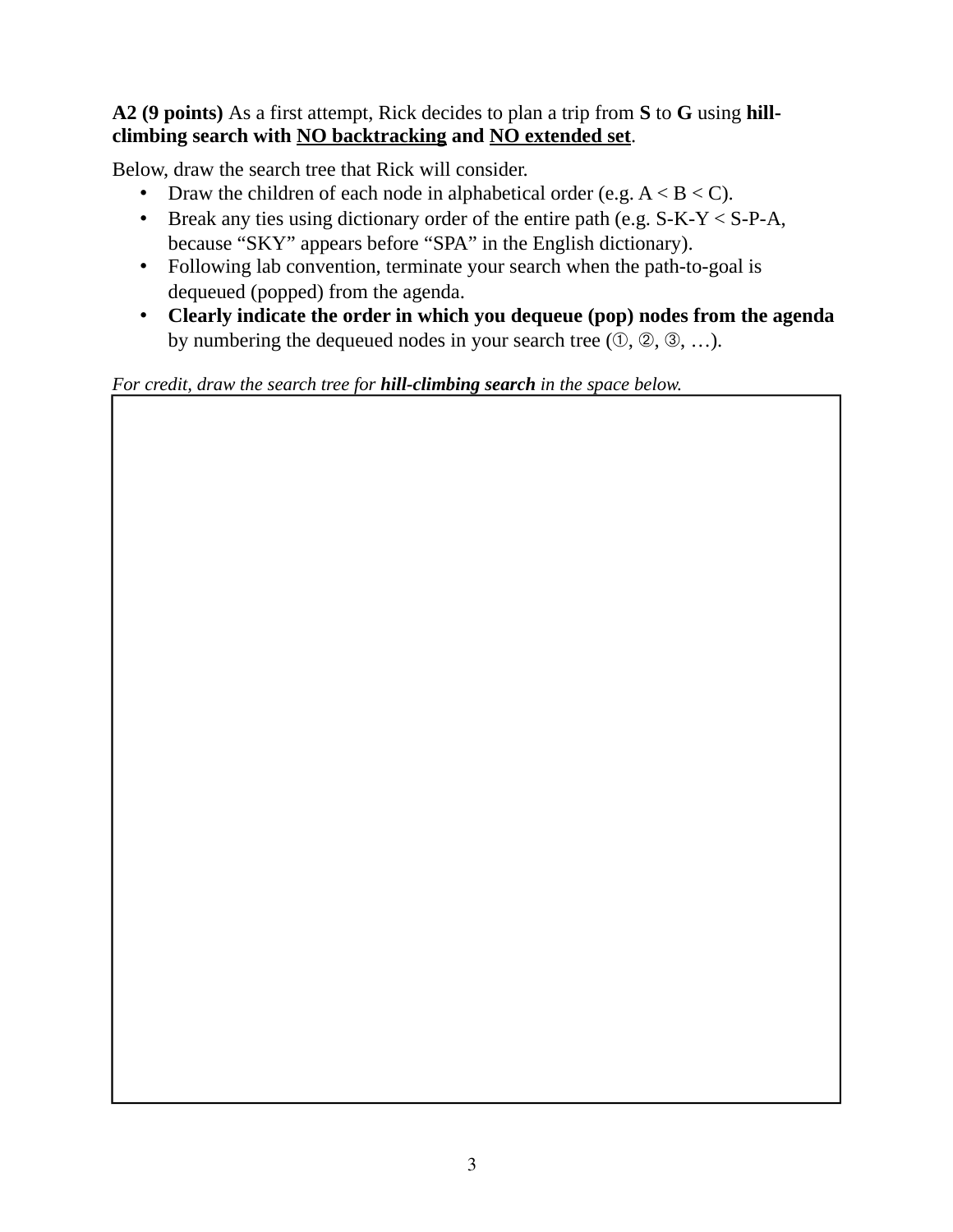**A2 (9 points)** As a first attempt, Rick decides to plan a trip from **S** to **G** using **hill-climbing search with <u>NO backtracking</u> and <u>NO extended set</u>**.

Below, draw the search tree that Rick will consider.

- Draw the children of each node in alphabetical order (e.g. A < B < C).
- Break any ties using dictionary order of the entire path (e.g. S-K-Y < S-P-A, because "SKY" appears before "SPA" in the English dictionary).
- Following lab convention, terminate your search when the path-to-goal is dequeued (popped) from the agenda.
- **Clearly indicate the order in which you dequeue (pop) nodes from the agenda** by numbering the dequeued nodes in your search tree (①, ②, ③, …).

*For credit, draw the search tree for **hill-climbing search** in the space below.*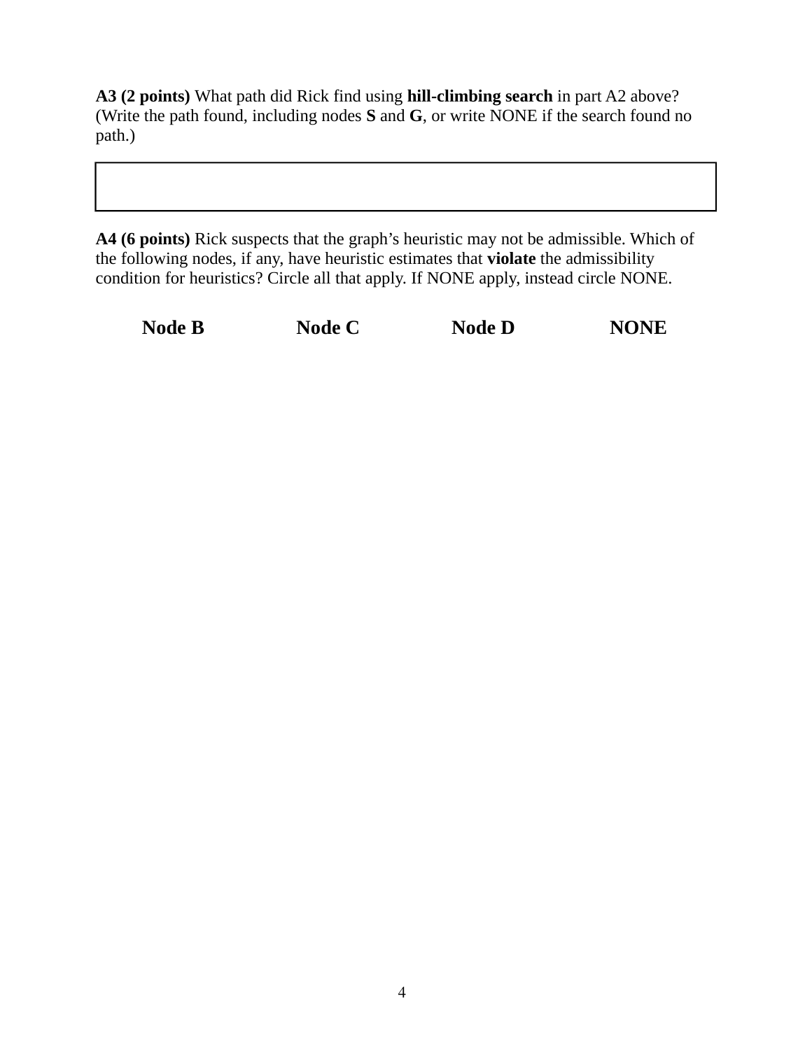**A3 (2 points)** What path did Rick find using **hill-climbing search** in part A2 above? (Write the path found, including nodes **S** and **G**, or write NONE if the search found no path.)

| |
|---|
| |

**A4 (6 points)** Rick suspects that the graph's heuristic may not be admissible. Which of the following nodes, if any, have heuristic estimates that **violate** the admissibility condition for heuristics? Circle all that apply. If NONE apply, instead circle NONE.

**Node B** **Node C** **Node D** **NONE**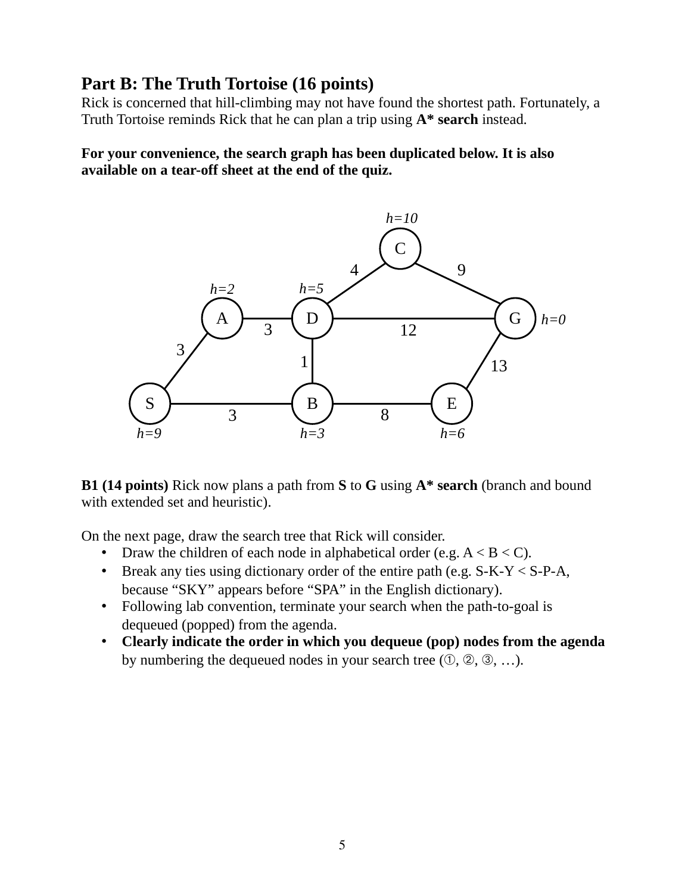## Part B: The Truth Tortoise (16 points)

Rick is concerned that hill-climbing may not have found the shortest path. Fortunately, a Truth Tortoise reminds Rick that he can plan a trip using **A* search** instead.

**For your convenience, the search graph has been duplicated below. It is also available on a tear-off sheet at the end of the quiz.**

**B1 (14 points)** Rick now plans a path from **S** to **G** using **A* search** (branch and bound with extended set and heuristic).

On the next page, draw the search tree that Rick will consider.

- Draw the children of each node in alphabetical order (e.g. A < B < C).
- Break any ties using dictionary order of the entire path (e.g. S-K-Y < S-P-A, because "SKY" appears before "SPA" in the English dictionary).
- Following lab convention, terminate your search when the path-to-goal is dequeued (popped) from the agenda.
- **Clearly indicate the order in which you dequeue (pop) nodes from the agenda** by numbering the dequeued nodes in your search tree (①, ②, ③, …).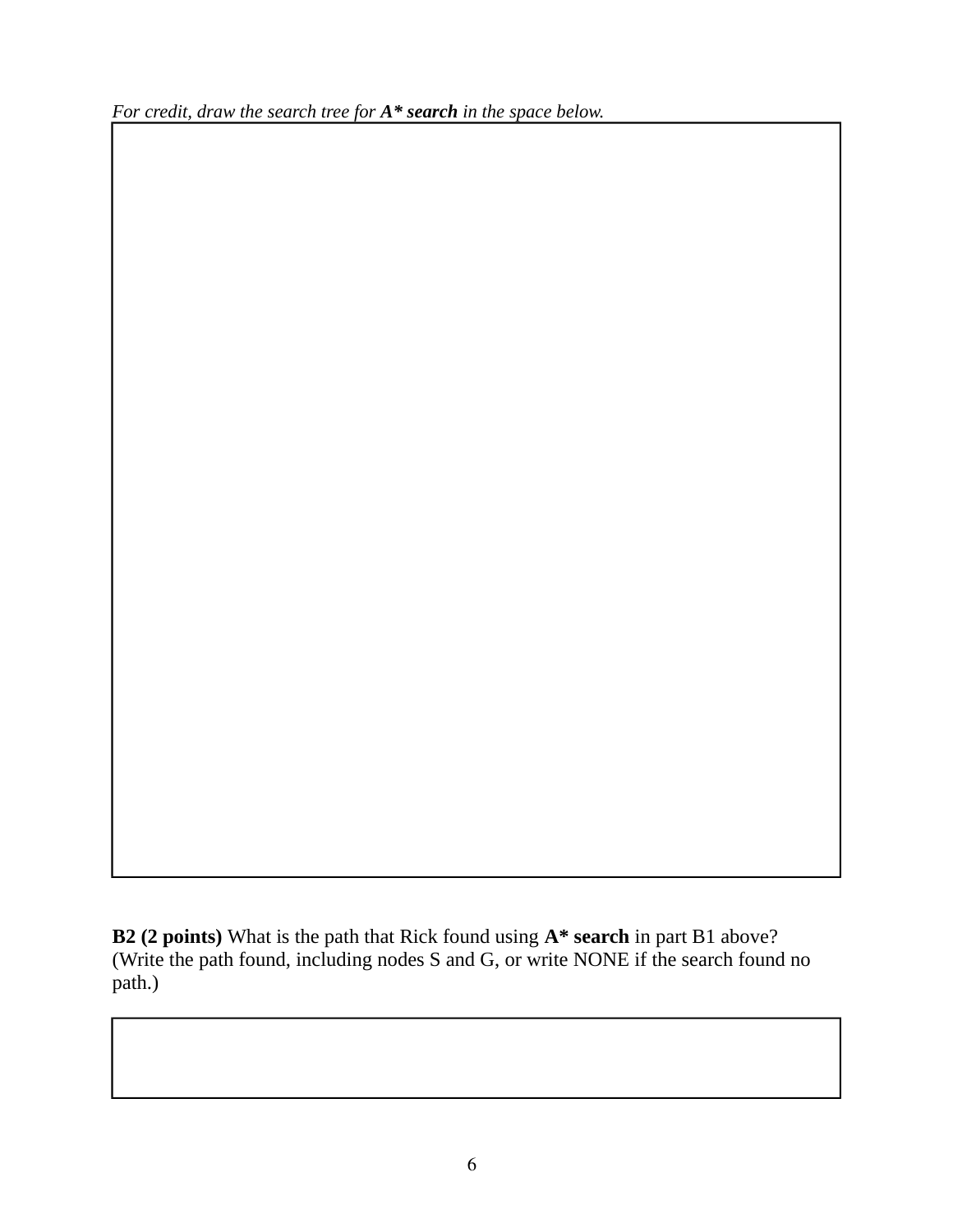*For credit, draw the search tree for **A\* search** in the space below.*

**B2 (2 points)** What is the path that Rick found using **A\* search** in part B1 above? (Write the path found, including nodes S and G, or write NONE if the search found no path.)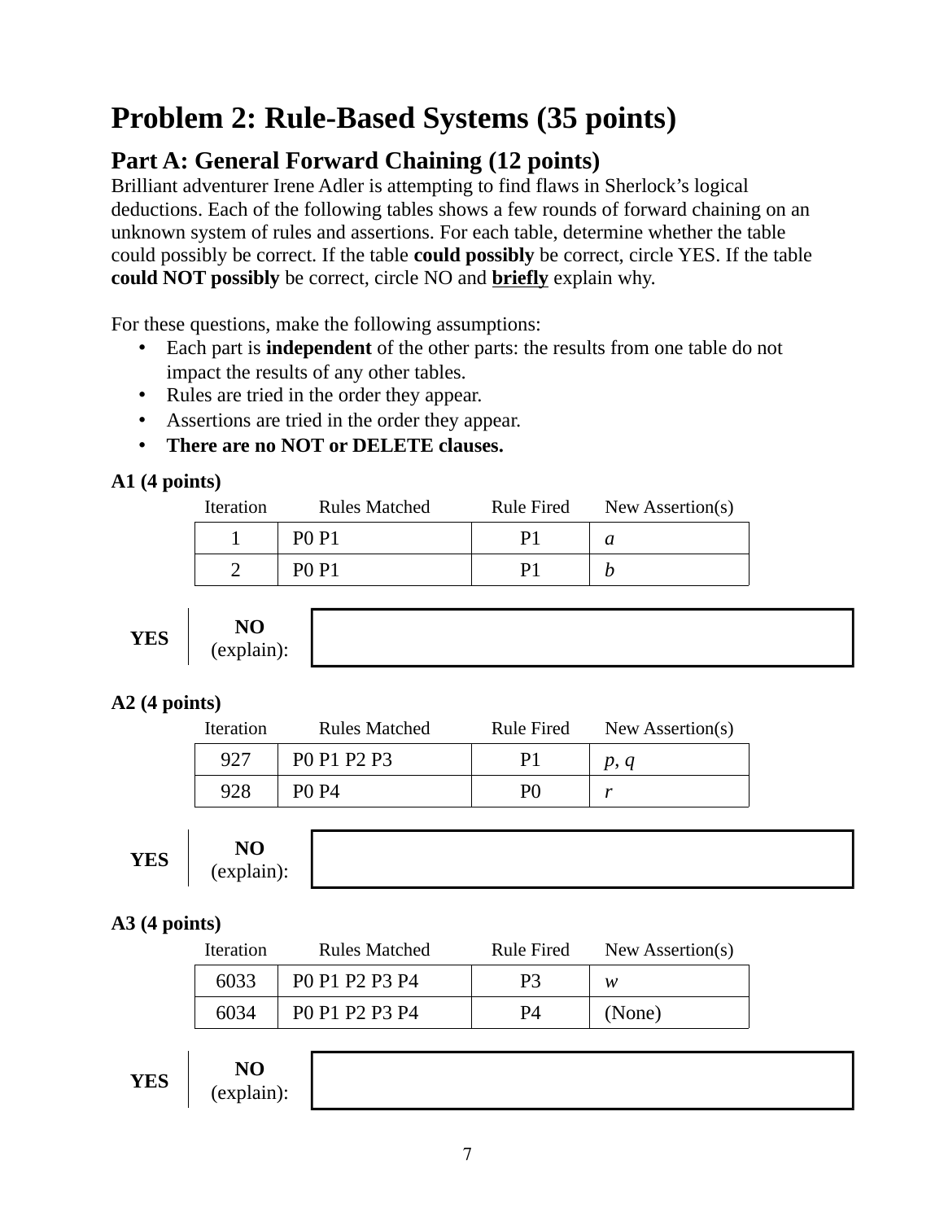# Problem 2: Rule-Based Systems (35 points)

## Part A: General Forward Chaining (12 points)

Brilliant adventurer Irene Adler is attempting to find flaws in Sherlock's logical deductions. Each of the following tables shows a few rounds of forward chaining on an unknown system of rules and assertions. For each table, determine whether the table could possibly be correct. If the table **could possibly** be correct, circle YES. If the table **could NOT possibly** be correct, circle NO and **briefly** explain why.

For these questions, make the following assumptions:

- Each part is **independent** of the other parts: the results from one table do not impact the results of any other tables.
- Rules are tried in the order they appear.
- Assertions are tried in the order they appear.
- **There are no NOT or DELETE clauses.**

**A1 (4 points)**

| Iteration | Rules Matched | Rule Fired | New Assertion(s) |
|---|---|---|---|
| 1 | P0 P1 | P1 | *a* |
| 2 | P0 P1 | P1 | *b* |

**YES** | **NO** (explain):

**A2 (4 points)**

| Iteration | Rules Matched | Rule Fired | New Assertion(s) |
|---|---|---|---|
| 927 | P0 P1 P2 P3 | P1 | *p*, *q* |
| 928 | P0 P4 | P0 | *r* |

**YES** | **NO** (explain):

**A3 (4 points)**

| Iteration | Rules Matched | Rule Fired | New Assertion(s) |
|---|---|---|---|
| 6033 | P0 P1 P2 P3 P4 | P3 | *w* |
| 6034 | P0 P1 P2 P3 P4 | P4 | (None) |

**YES** | **NO** (explain):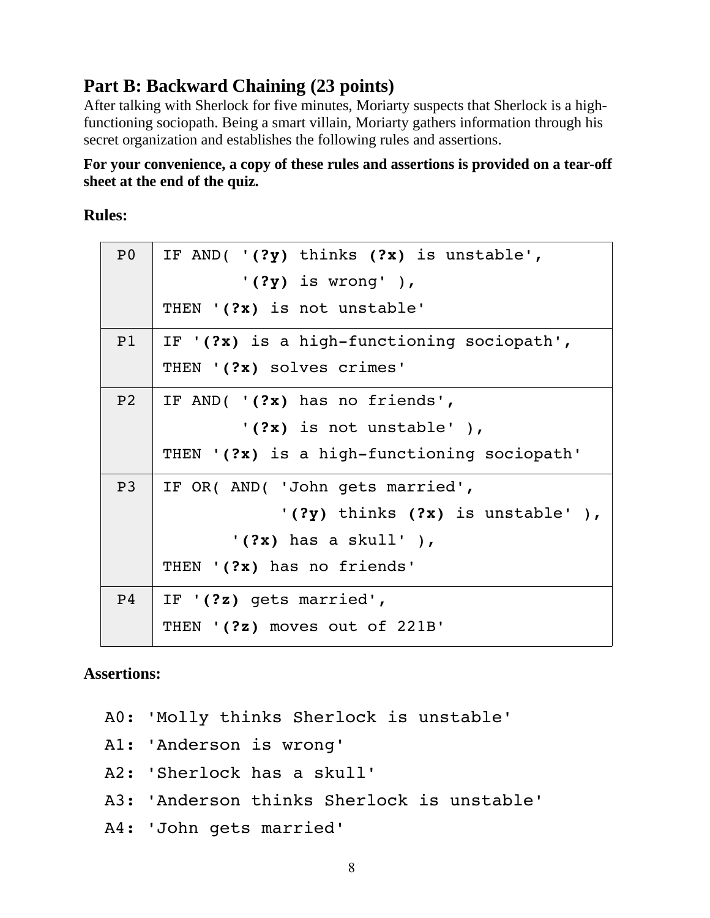## Part B: Backward Chaining (23 points)

After talking with Sherlock for five minutes, Moriarty suspects that Sherlock is a high-functioning sociopath. Being a smart villain, Moriarty gathers information through his secret organization and establishes the following rules and assertions.

**For your convenience, a copy of these rules and assertions is provided on a tear-off sheet at the end of the quiz.**

**Rules:**

| | |
|---|---|
| P0 | IF AND( '**(?y)** thinks **(?x)** is unstable',<br>'**(?y)** is wrong' ),<br>THEN '**(?x)** is not unstable' |
| P1 | IF '**(?x)** is a high-functioning sociopath',<br>THEN '**(?x)** solves crimes' |
| P2 | IF AND( '**(?x)** has no friends',<br>'**(?x)** is not unstable' ),<br>THEN '**(?x)** is a high-functioning sociopath' |
| P3 | IF OR( AND( 'John gets married',<br>'**(?y)** thinks **(?x)** is unstable' ),<br>'**(?x)** has a skull' ),<br>THEN '**(?x)** has no friends' |
| P4 | IF '**(?z)** gets married',<br>THEN '**(?z)** moves out of 221B' |

**Assertions:**

```
A0: 'Molly thinks Sherlock is unstable'
A1: 'Anderson is wrong'
A2: 'Sherlock has a skull'
A3: 'Anderson thinks Sherlock is unstable'
A4: 'John gets married'
```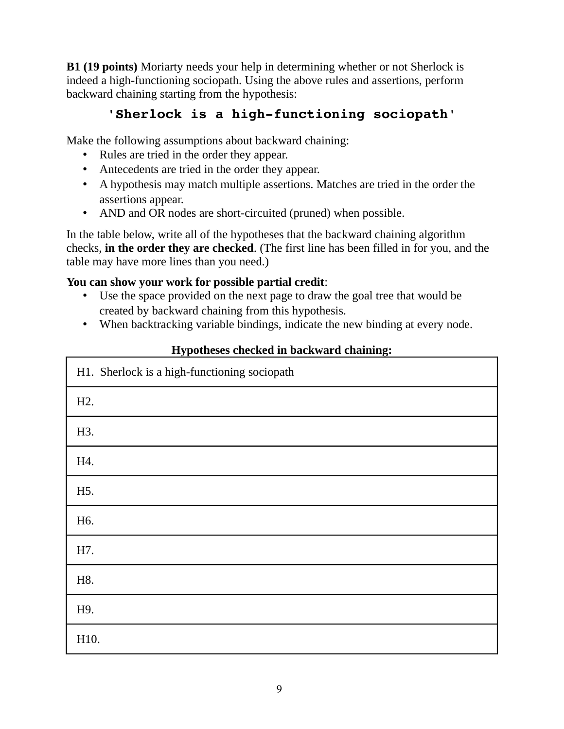**B1 (19 points)** Moriarty needs your help in determining whether or not Sherlock is indeed a high-functioning sociopath. Using the above rules and assertions, perform backward chaining starting from the hypothesis:

`'Sherlock is a high-functioning sociopath'`

Make the following assumptions about backward chaining:

- Rules are tried in the order they appear.
- Antecedents are tried in the order they appear.
- A hypothesis may match multiple assertions. Matches are tried in the order the assertions appear.
- AND and OR nodes are short-circuited (pruned) when possible.

In the table below, write all of the hypotheses that the backward chaining algorithm checks, **in the order they are checked**. (The first line has been filled in for you, and the table may have more lines than you need.)

**You can show your work for possible partial credit**:

- Use the space provided on the next page to draw the goal tree that would be created by backward chaining from this hypothesis.
- When backtracking variable bindings, indicate the new binding at every node.

**Hypotheses checked in backward chaining:**

| |
|---|
| H1. Sherlock is a high-functioning sociopath |
| H2. |
| H3. |
| H4. |
| H5. |
| H6. |
| H7. |
| H8. |
| H9. |
| H10. |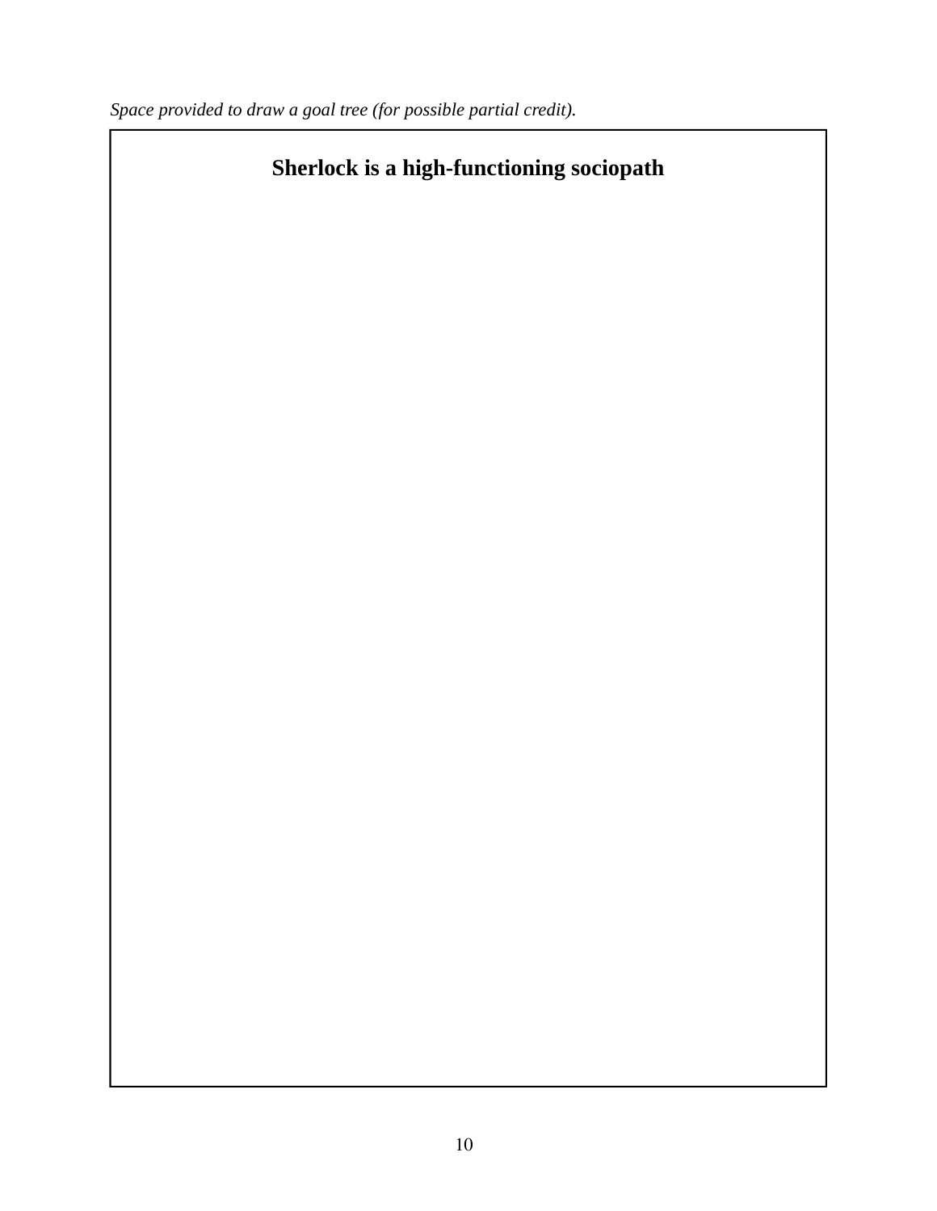*Space provided to draw a goal tree (for possible partial credit).*

**Sherlock is a high-functioning sociopath**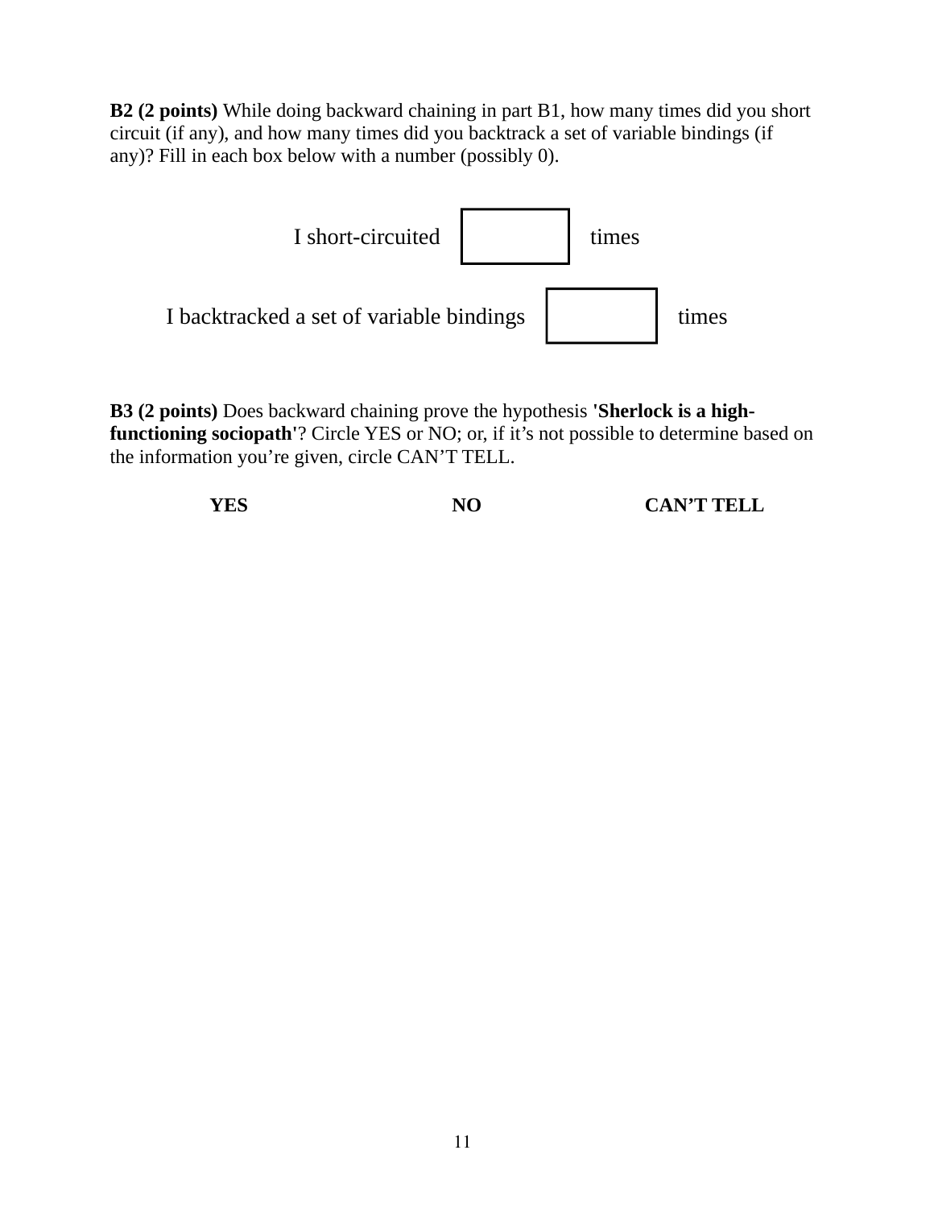**B2 (2 points)** While doing backward chaining in part B1, how many times did you short circuit (if any), and how many times did you backtrack a set of variable bindings (if any)? Fill in each box below with a number (possibly 0).

I short-circuited [ ] times

I backtracked a set of variable bindings [ ] times

**B3 (2 points)** Does backward chaining prove the hypothesis **'Sherlock is a high-functioning sociopath'**? Circle YES or NO; or, if it's not possible to determine based on the information you're given, circle CAN'T TELL.

**YES** **NO** **CAN'T TELL**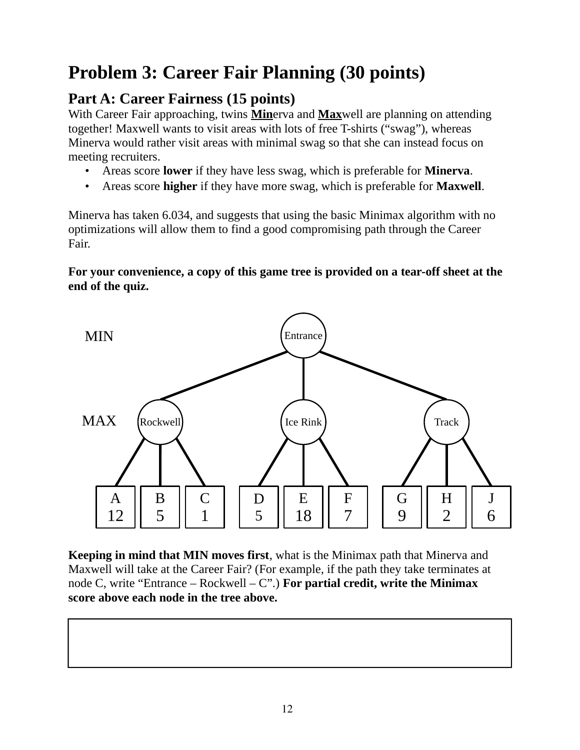# Problem 3: Career Fair Planning (30 points)

## Part A: Career Fairness (15 points)

With Career Fair approaching, twins **Min**erva and **Max**well are planning on attending together! Maxwell wants to visit areas with lots of free T-shirts ("swag"), whereas Minerva would rather visit areas with minimal swag so that she can instead focus on meeting recruiters.

- Areas score **lower** if they have less swag, which is preferable for **Minerva**.
- Areas score **higher** if they have more swag, which is preferable for **Maxwell**.

Minerva has taken 6.034, and suggests that using the basic Minimax algorithm with no optimizations will allow them to find a good compromising path through the Career Fair.

**For your convenience, a copy of this game tree is provided on a tear-off sheet at the end of the quiz.**

MIN: Entrance

MAX: Rockwell, Ice Rink, Track

- Rockwell
  - A: 12
  - B: 5
  - C: 1
- Ice Rink
  - D: 5
  - E: 18
  - F: 7
- Track
  - G: 9
  - H: 2
  - J: 6

**Keeping in mind that MIN moves first**, what is the Minimax path that Minerva and Maxwell will take at the Career Fair? (For example, if the path they take terminates at node C, write "Entrance – Rockwell – C".) **For partial credit, write the Minimax score above each node in the tree above.**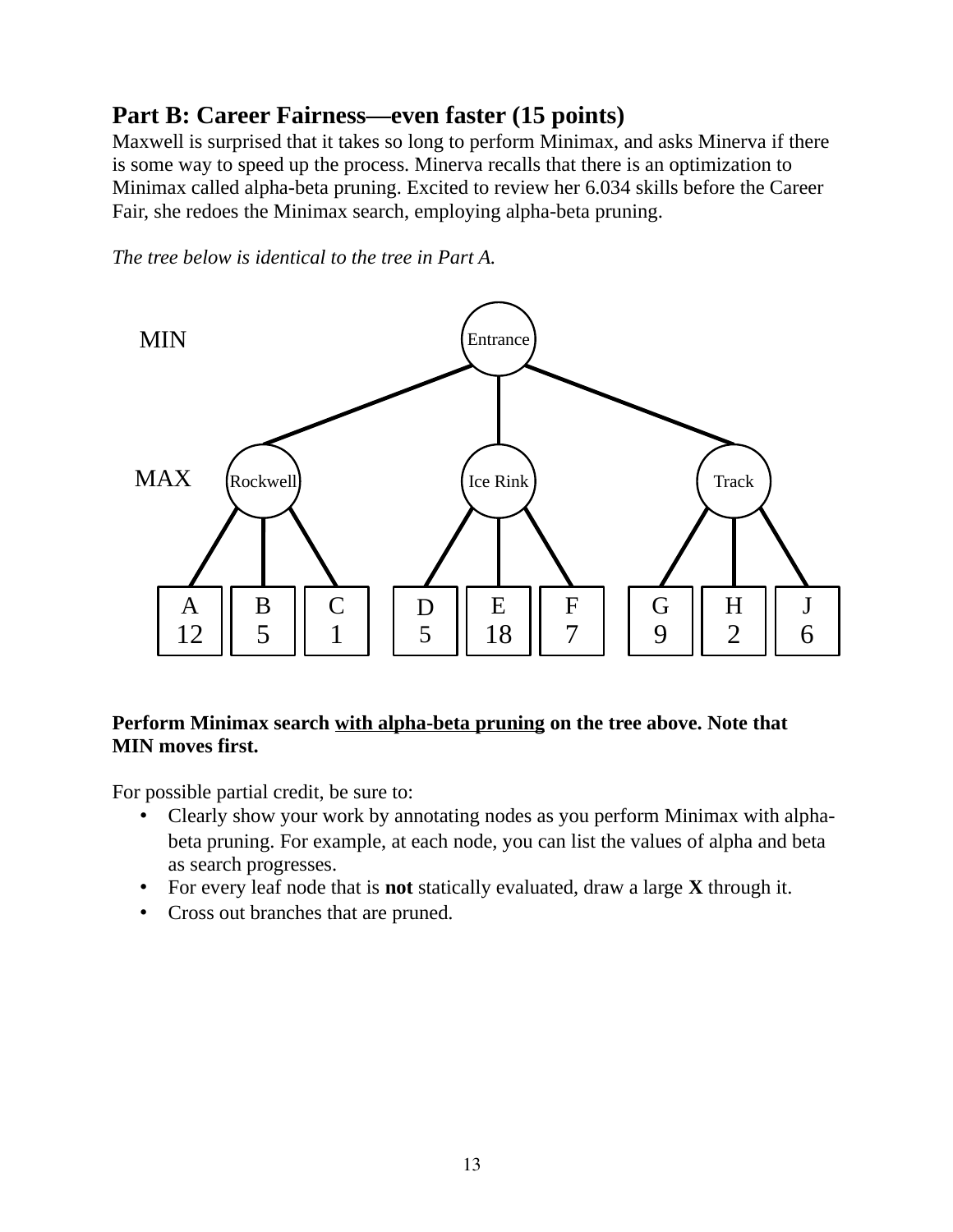## Part B: Career Fairness—even faster (15 points)

Maxwell is surprised that it takes so long to perform Minimax, and asks Minerva if there is some way to speed up the process. Minerva recalls that there is an optimization to Minimax called alpha-beta pruning. Excited to review her 6.034 skills before the Career Fair, she redoes the Minimax search, employing alpha-beta pruning.

*The tree below is identical to the tree in Part A.*

MIN — Entrance

MAX — Rockwell, Ice Rink, Track

| A | B | C | D | E | F | G | H | J |
|---|---|---|---|---|---|---|---|---|
| 12 | 5 | 1 | 5 | 18 | 7 | 9 | 2 | 6 |

**Perform Minimax search <u>with alpha-beta pruning</u> on the tree above. Note that MIN moves first.**

For possible partial credit, be sure to:

- Clearly show your work by annotating nodes as you perform Minimax with alpha-beta pruning. For example, at each node, you can list the values of alpha and beta as search progresses.
- For every leaf node that is **not** statically evaluated, draw a large **X** through it.
- Cross out branches that are pruned.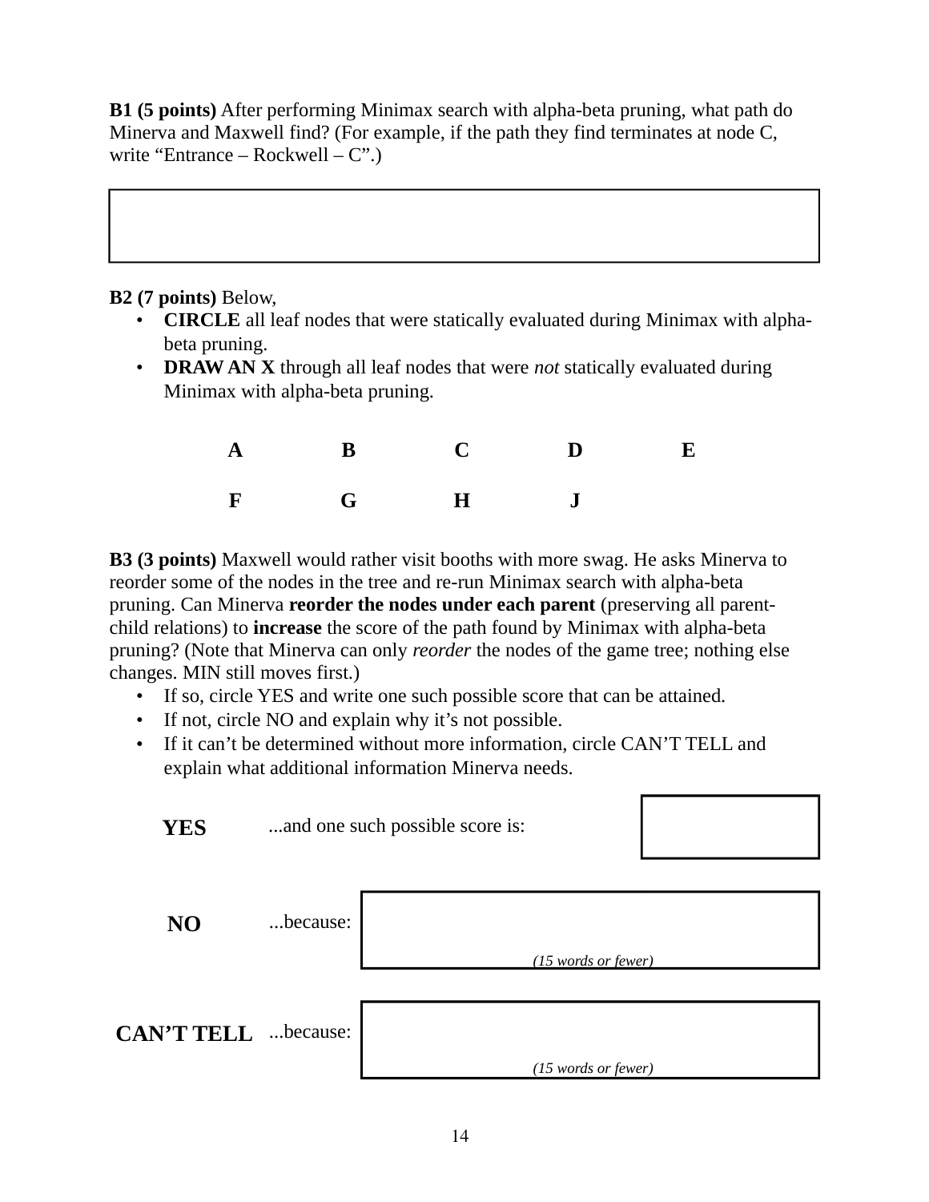**B1 (5 points)** After performing Minimax search with alpha-beta pruning, what path do Minerva and Maxwell find? (For example, if the path they find terminates at node C, write “Entrance – Rockwell – C”.)

| |
|---|
| |

**B2 (7 points)** Below,

- **CIRCLE** all leaf nodes that were statically evaluated during Minimax with alpha-beta pruning.
- **DRAW AN X** through all leaf nodes that were *not* statically evaluated during Minimax with alpha-beta pruning.

| A | B | C | D | E |
|---|---|---|---|---|
| F | G | H | J | |

**B3 (3 points)** Maxwell would rather visit booths with more swag. He asks Minerva to reorder some of the nodes in the tree and re-run Minimax search with alpha-beta pruning. Can Minerva **reorder the nodes under each parent** (preserving all parent-child relations) to **increase** the score of the path found by Minimax with alpha-beta pruning? (Note that Minerva can only *reorder* the nodes of the game tree; nothing else changes. MIN still moves first.)

- If so, circle YES and write one such possible score that can be attained.
- If not, circle NO and explain why it’s not possible.
- If it can’t be determined without more information, circle CAN’T TELL and explain what additional information Minerva needs.

**YES** ...and one such possible score is:

**NO** ...because: *(15 words or fewer)*

**CAN’T TELL** ...because: *(15 words or fewer)*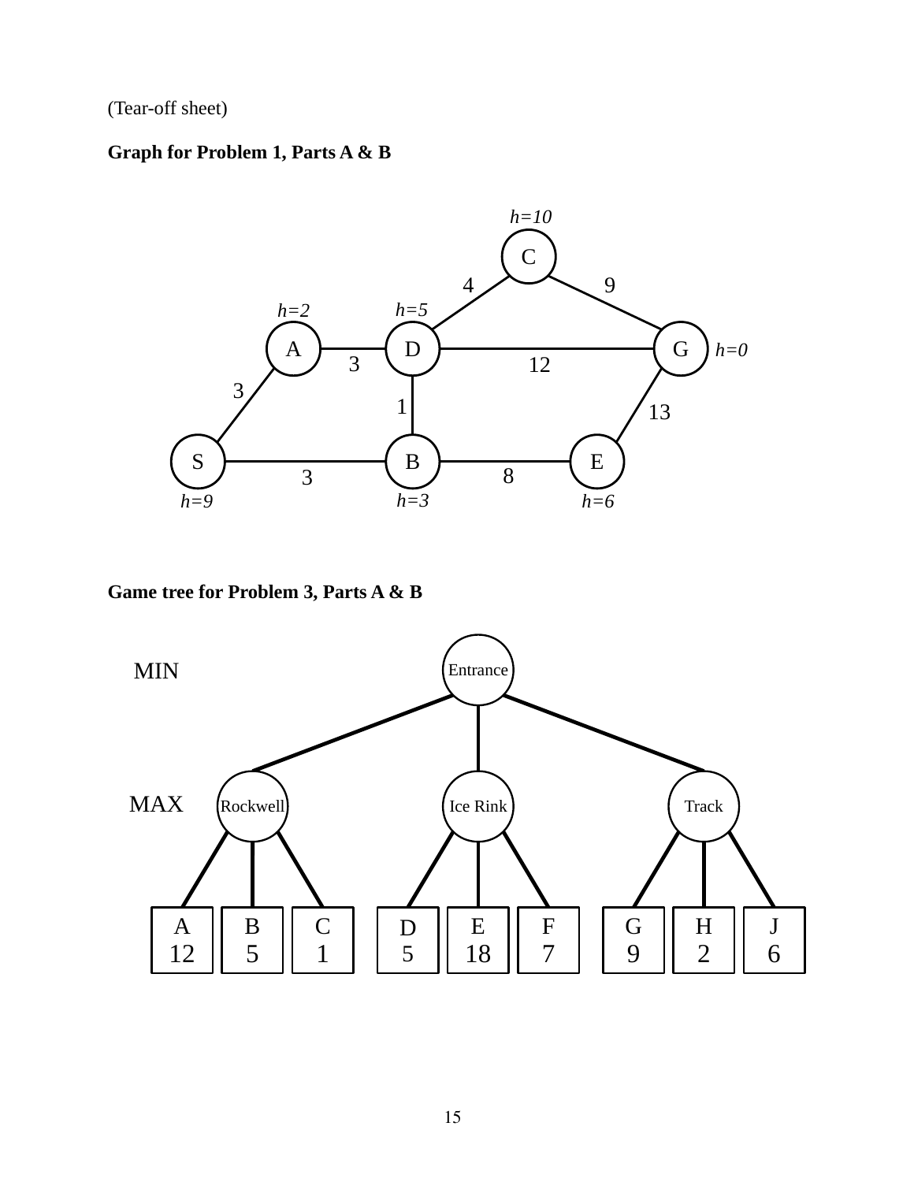(Tear-off sheet)

**Graph for Problem 1, Parts A & B**

h=10
C
4 9
h=2 h=5
A D G h=0
3 12
3
1
13
S B E
3 8
h=9 h=3 h=6

**Game tree for Problem 3, Parts A & B**

MIN Entrance

MAX Rockwell Ice Rink Track

| A | B | C | D | E | F | G | H | J |
|---|---|---|---|---|---|---|---|---|
| 12 | 5 | 1 | 5 | 18 | 7 | 9 | 2 | 6 |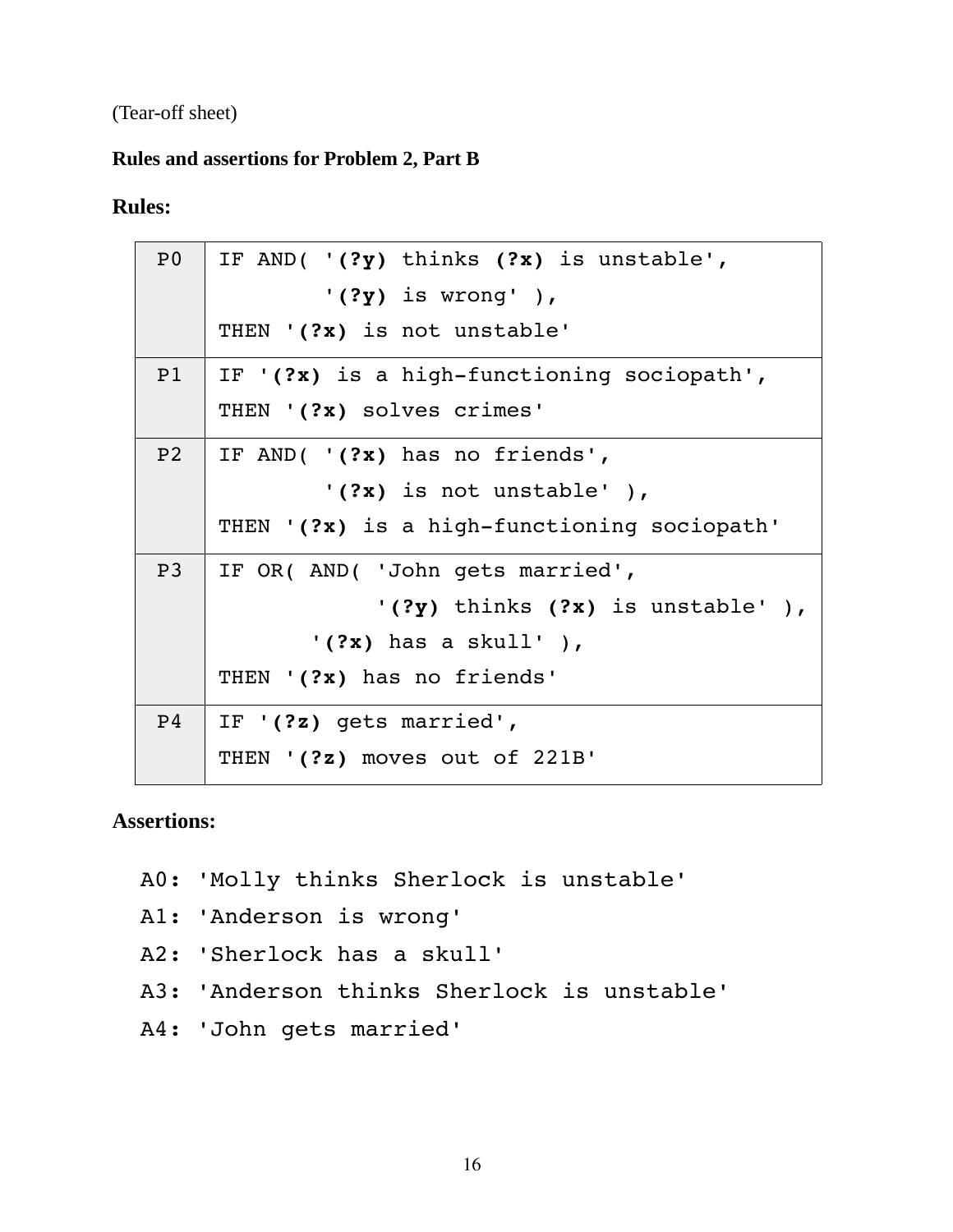(Tear-off sheet)

**Rules and assertions for Problem 2, Part B**

**Rules:**

| | |
|---|---|
| P0 | IF AND( '**(?y)** thinks **(?x)** is unstable',<br>'**(?y)** is wrong' ),<br>THEN '**(?x)** is not unstable' |
| P1 | IF '**(?x)** is a high-functioning sociopath',<br>THEN '**(?x)** solves crimes' |
| P2 | IF AND( '**(?x)** has no friends',<br>'**(?x)** is not unstable' ),<br>THEN '**(?x)** is a high-functioning sociopath' |
| P3 | IF OR( AND( 'John gets married',<br>'**(?y)** thinks **(?x)** is unstable' ),<br>'**(?x)** has a skull' ),<br>THEN '**(?x)** has no friends' |
| P4 | IF '**(?z)** gets married',<br>THEN '**(?z)** moves out of 221B' |

**Assertions:**

```
A0: 'Molly thinks Sherlock is unstable'
A1: 'Anderson is wrong'
A2: 'Sherlock has a skull'
A3: 'Anderson thinks Sherlock is unstable'
A4: 'John gets married'
```